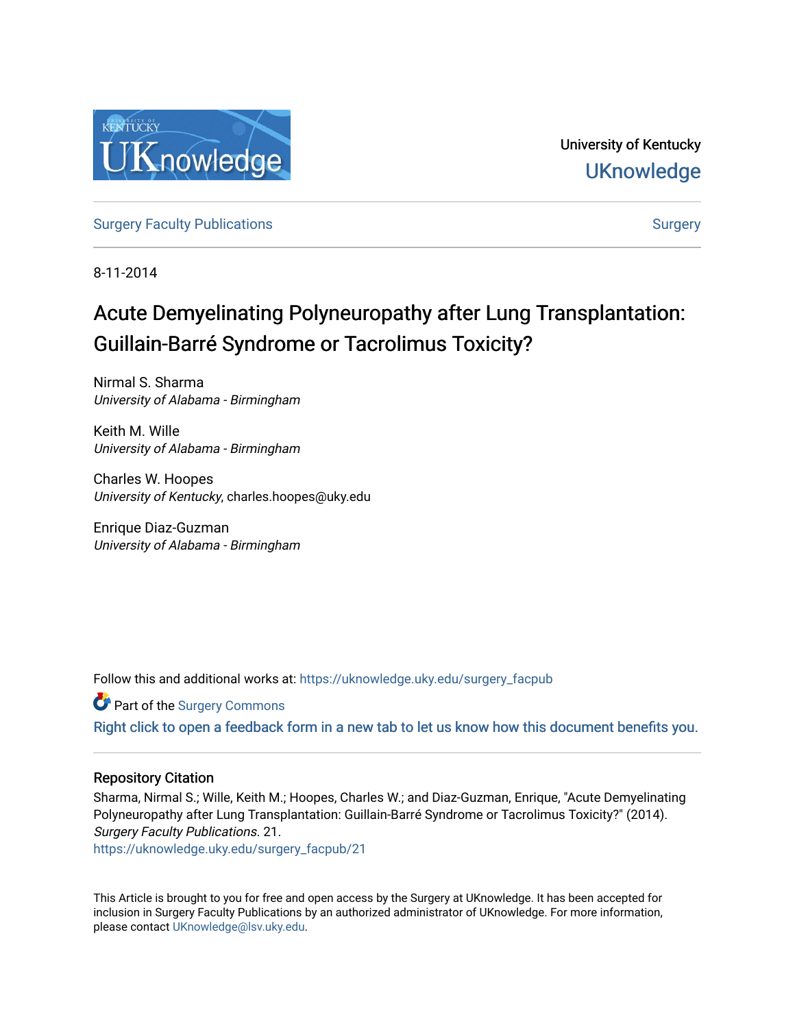University of Kentucky

UKnowledge

Surgery Faculty Publications

Surgery

8-11-2014

# Acute Demyelinating Polyneuropathy after Lung Transplantation: Guillain-Barré Syndrome or Tacrolimus Toxicity?

Nirmal S. Sharma
*University of Alabama - Birmingham*

Keith M. Wille
*University of Alabama - Birmingham*

Charles W. Hoopes
*University of Kentucky*, charles.hoopes@uky.edu

Enrique Diaz-Guzman
*University of Alabama - Birmingham*

Follow this and additional works at: https://uknowledge.uky.edu/surgery_facpub

Part of the Surgery Commons

Right click to open a feedback form in a new tab to let us know how this document benefits you.

## Repository Citation

Sharma, Nirmal S.; Wille, Keith M.; Hoopes, Charles W.; and Diaz-Guzman, Enrique, "Acute Demyelinating Polyneuropathy after Lung Transplantation: Guillain-Barré Syndrome or Tacrolimus Toxicity?" (2014). *Surgery Faculty Publications*. 21.
https://uknowledge.uky.edu/surgery_facpub/21

This Article is brought to you for free and open access by the Surgery at UKnowledge. It has been accepted for inclusion in Surgery Faculty Publications by an authorized administrator of UKnowledge. For more information, please contact UKnowledge@lsv.uky.edu.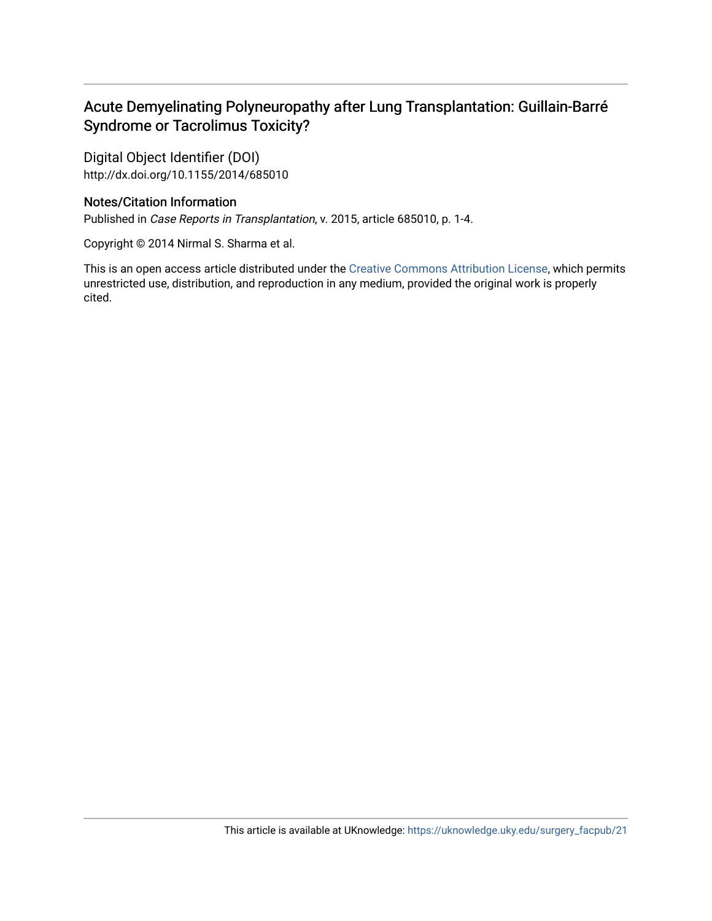# Acute Demyelinating Polyneuropathy after Lung Transplantation: Guillain-Barré Syndrome or Tacrolimus Toxicity?

## Digital Object Identifier (DOI)

http://dx.doi.org/10.1155/2014/685010

## Notes/Citation Information

Published in *Case Reports in Transplantation*, v. 2015, article 685010, p. 1-4.

Copyright © 2014 Nirmal S. Sharma et al.

This is an open access article distributed under the Creative Commons Attribution License, which permits unrestricted use, distribution, and reproduction in any medium, provided the original work is properly cited.

This article is available at UKnowledge: https://uknowledge.uky.edu/surgery_facpub/21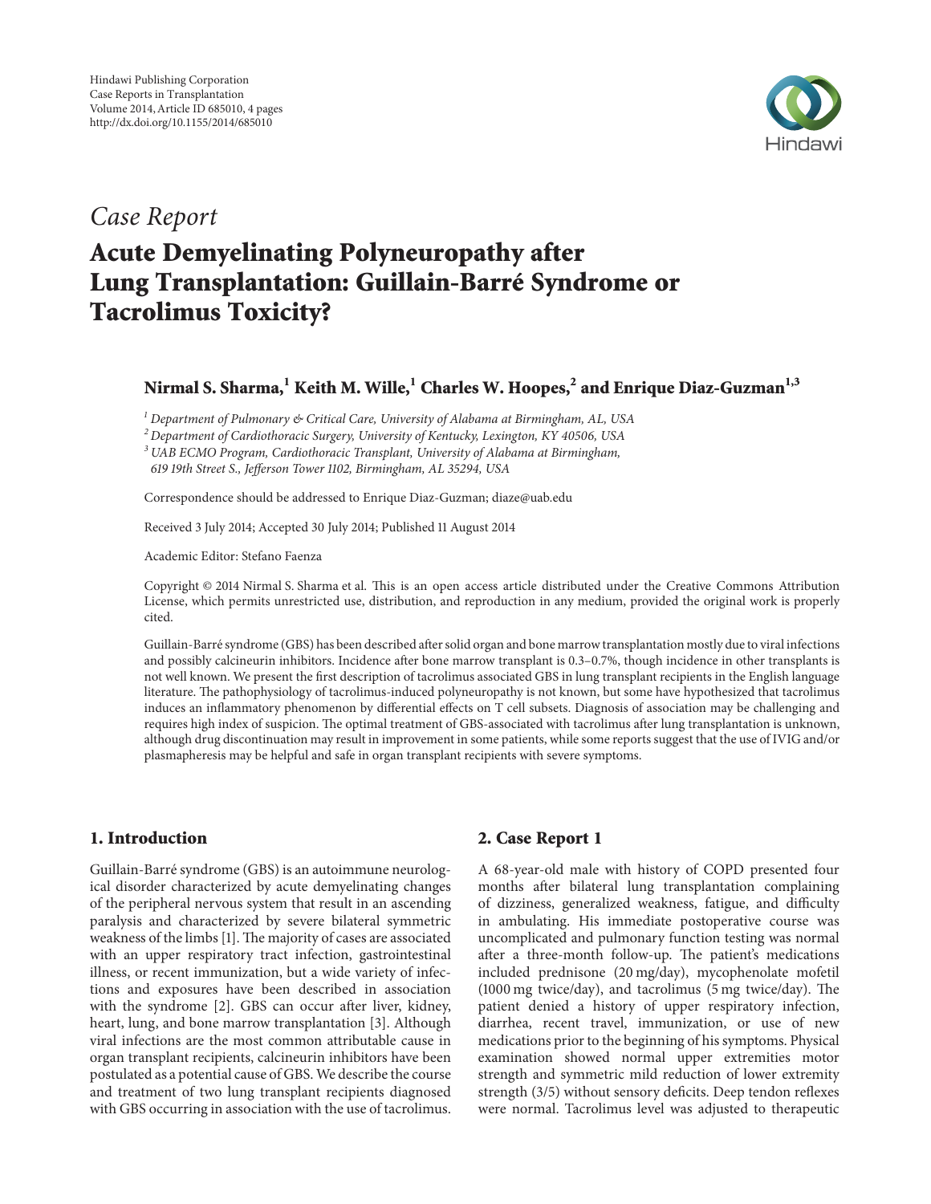# Case Report

# Acute Demyelinating Polyneuropathy after Lung Transplantation: Guillain-Barré Syndrome or Tacrolimus Toxicity?

**Nirmal S. Sharma,[1] Keith M. Wille,[1] Charles W. Hoopes,[2] and Enrique Diaz-Guzman[1,3]**

[1] Department of Pulmonary & Critical Care, University of Alabama at Birmingham, AL, USA
[2] Department of Cardiothoracic Surgery, University of Kentucky, Lexington, KY 40506, USA
[3] UAB ECMO Program, Cardiothoracic Transplant, University of Alabama at Birmingham, 619 19th Street S., Jefferson Tower 1102, Birmingham, AL 35294, USA

Correspondence should be addressed to Enrique Diaz-Guzman; diaze@uab.edu

Received 3 July 2014; Accepted 30 July 2014; Published 11 August 2014

Academic Editor: Stefano Faenza

Copyright © 2014 Nirmal S. Sharma et al. This is an open access article distributed under the Creative Commons Attribution License, which permits unrestricted use, distribution, and reproduction in any medium, provided the original work is properly cited.

Guillain-Barré syndrome (GBS) has been described after solid organ and bone marrow transplantation mostly due to viral infections and possibly calcineurin inhibitors. Incidence after bone marrow transplant is 0.3–0.7%, though incidence in other transplants is not well known. We present the first description of tacrolimus associated GBS in lung transplant recipients in the English language literature. The pathophysiology of tacrolimus-induced polyneuropathy is not known, but some have hypothesized that tacrolimus induces an inflammatory phenomenon by differential effects on T cell subsets. Diagnosis of association may be challenging and requires high index of suspicion. The optimal treatment of GBS-associated with tacrolimus after lung transplantation is unknown, although drug discontinuation may result in improvement in some patients, while some reports suggest that the use of IVIG and/or plasmapheresis may be helpful and safe in organ transplant recipients with severe symptoms.

## 1. Introduction

Guillain-Barré syndrome (GBS) is an autoimmune neurological disorder characterized by acute demyelinating changes of the peripheral nervous system that result in an ascending paralysis and characterized by severe bilateral symmetric weakness of the limbs [1]. The majority of cases are associated with an upper respiratory tract infection, gastrointestinal illness, or recent immunization, but a wide variety of infections and exposures have been described in association with the syndrome [2]. GBS can occur after liver, kidney, heart, lung, and bone marrow transplantation [3]. Although viral infections are the most common attributable cause in organ transplant recipients, calcineurin inhibitors have been postulated as a potential cause of GBS. We describe the course and treatment of two lung transplant recipients diagnosed with GBS occurring in association with the use of tacrolimus.

## 2. Case Report 1

A 68-year-old male with history of COPD presented four months after bilateral lung transplantation complaining of dizziness, generalized weakness, fatigue, and difficulty in ambulating. His immediate postoperative course was uncomplicated and pulmonary function testing was normal after a three-month follow-up. The patient's medications included prednisone (20 mg/day), mycophenolate mofetil (1000 mg twice/day), and tacrolimus (5 mg twice/day). The patient denied a history of upper respiratory infection, diarrhea, recent travel, immunization, or use of new medications prior to the beginning of his symptoms. Physical examination showed normal upper extremities motor strength and symmetric mild reduction of lower extremity strength (3/5) without sensory deficits. Deep tendon reflexes were normal. Tacrolimus level was adjusted to therapeutic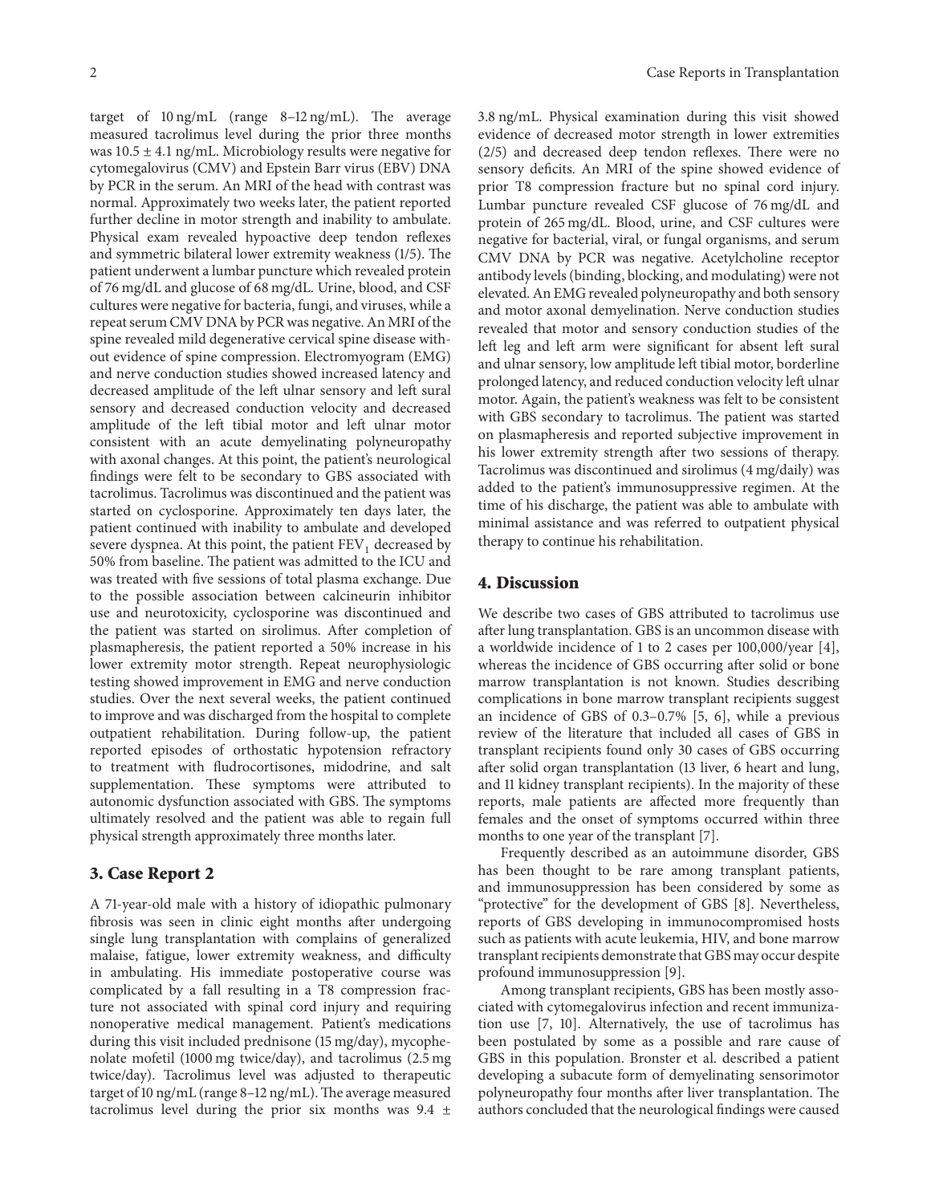target of 10 ng/mL (range 8–12 ng/mL). The average measured tacrolimus level during the prior three months was 10.5 ± 4.1 ng/mL. Microbiology results were negative for cytomegalovirus (CMV) and Epstein Barr virus (EBV) DNA by PCR in the serum. An MRI of the head with contrast was normal. Approximately two weeks later, the patient reported further decline in motor strength and inability to ambulate. Physical exam revealed hypoactive deep tendon reflexes and symmetric bilateral lower extremity weakness (1/5). The patient underwent a lumbar puncture which revealed protein of 76 mg/dL and glucose of 68 mg/dL. Urine, blood, and CSF cultures were negative for bacteria, fungi, and viruses, while a repeat serum CMV DNA by PCR was negative. An MRI of the spine revealed mild degenerative cervical spine disease without evidence of spine compression. Electromyogram (EMG) and nerve conduction studies showed increased latency and decreased amplitude of the left ulnar sensory and left sural sensory and decreased conduction velocity and decreased amplitude of the left tibial motor and left ulnar motor consistent with an acute demyelinating polyneuropathy with axonal changes. At this point, the patient's neurological findings were felt to be secondary to GBS associated with tacrolimus. Tacrolimus was discontinued and the patient was started on cyclosporine. Approximately ten days later, the patient continued with inability to ambulate and developed severe dyspnea. At this point, the patient $FEV_1$ decreased by 50% from baseline. The patient was admitted to the ICU and was treated with five sessions of total plasma exchange. Due to the possible association between calcineurin inhibitor use and neurotoxicity, cyclosporine was discontinued and the patient was started on sirolimus. After completion of plasmapheresis, the patient reported a 50% increase in his lower extremity motor strength. Repeat neurophysiologic testing showed improvement in EMG and nerve conduction studies. Over the next several weeks, the patient continued to improve and was discharged from the hospital to complete outpatient rehabilitation. During follow-up, the patient reported episodes of orthostatic hypotension refractory to treatment with fludrocortisones, midodrine, and salt supplementation. These symptoms were attributed to autonomic dysfunction associated with GBS. The symptoms ultimately resolved and the patient was able to regain full physical strength approximately three months later.

## 3. Case Report 2

A 71-year-old male with a history of idiopathic pulmonary fibrosis was seen in clinic eight months after undergoing single lung transplantation with complains of generalized malaise, fatigue, lower extremity weakness, and difficulty in ambulating. His immediate postoperative course was complicated by a fall resulting in a T8 compression fracture not associated with spinal cord injury and requiring nonoperative medical management. Patient's medications during this visit included prednisone (15 mg/day), mycophenolate mofetil (1000 mg twice/day), and tacrolimus (2.5 mg twice/day). Tacrolimus level was adjusted to therapeutic target of 10 ng/mL (range 8–12 ng/mL). The average measured tacrolimus level during the prior six months was 9.4 ± 3.8 ng/mL. Physical examination during this visit showed evidence of decreased motor strength in lower extremities (2/5) and decreased deep tendon reflexes. There were no sensory deficits. An MRI of the spine showed evidence of prior T8 compression fracture but no spinal cord injury. Lumbar puncture revealed CSF glucose of 76 mg/dL and protein of 265 mg/dL. Blood, urine, and CSF cultures were negative for bacterial, viral, or fungal organisms, and serum CMV DNA by PCR was negative. Acetylcholine receptor antibody levels (binding, blocking, and modulating) were not elevated. An EMG revealed polyneuropathy and both sensory and motor axonal demyelination. Nerve conduction studies revealed that motor and sensory conduction studies of the left leg and left arm were significant for absent left sural and ulnar sensory, low amplitude left tibial motor, borderline prolonged latency, and reduced conduction velocity left ulnar motor. Again, the patient's weakness was felt to be consistent with GBS secondary to tacrolimus. The patient was started on plasmapheresis and reported subjective improvement in his lower extremity strength after two sessions of therapy. Tacrolimus was discontinued and sirolimus (4 mg/daily) was added to the patient's immunosuppressive regimen. At the time of his discharge, the patient was able to ambulate with minimal assistance and was referred to outpatient physical therapy to continue his rehabilitation.

## 4. Discussion

We describe two cases of GBS attributed to tacrolimus use after lung transplantation. GBS is an uncommon disease with a worldwide incidence of 1 to 2 cases per 100,000/year [4], whereas the incidence of GBS occurring after solid or bone marrow transplantation is not known. Studies describing complications in bone marrow transplant recipients suggest an incidence of GBS of 0.3–0.7% [5, 6], while a previous review of the literature that included all cases of GBS in transplant recipients found only 30 cases of GBS occurring after solid organ transplantation (13 liver, 6 heart and lung, and 11 kidney transplant recipients). In the majority of these reports, male patients are affected more frequently than females and the onset of symptoms occurred within three months to one year of the transplant [7].

Frequently described as an autoimmune disorder, GBS has been thought to be rare among transplant patients, and immunosuppression has been considered by some as "protective" for the development of GBS [8]. Nevertheless, reports of GBS developing in immunocompromised hosts such as patients with acute leukemia, HIV, and bone marrow transplant recipients demonstrate that GBS may occur despite profound immunosuppression [9].

Among transplant recipients, GBS has been mostly associated with cytomegalovirus infection and recent immunization use [7, 10]. Alternatively, the use of tacrolimus has been postulated by some as a possible and rare cause of GBS in this population. Bronster et al. described a patient developing a subacute form of demyelinating sensorimotor polyneuropathy four months after liver transplantation. The authors concluded that the neurological findings were caused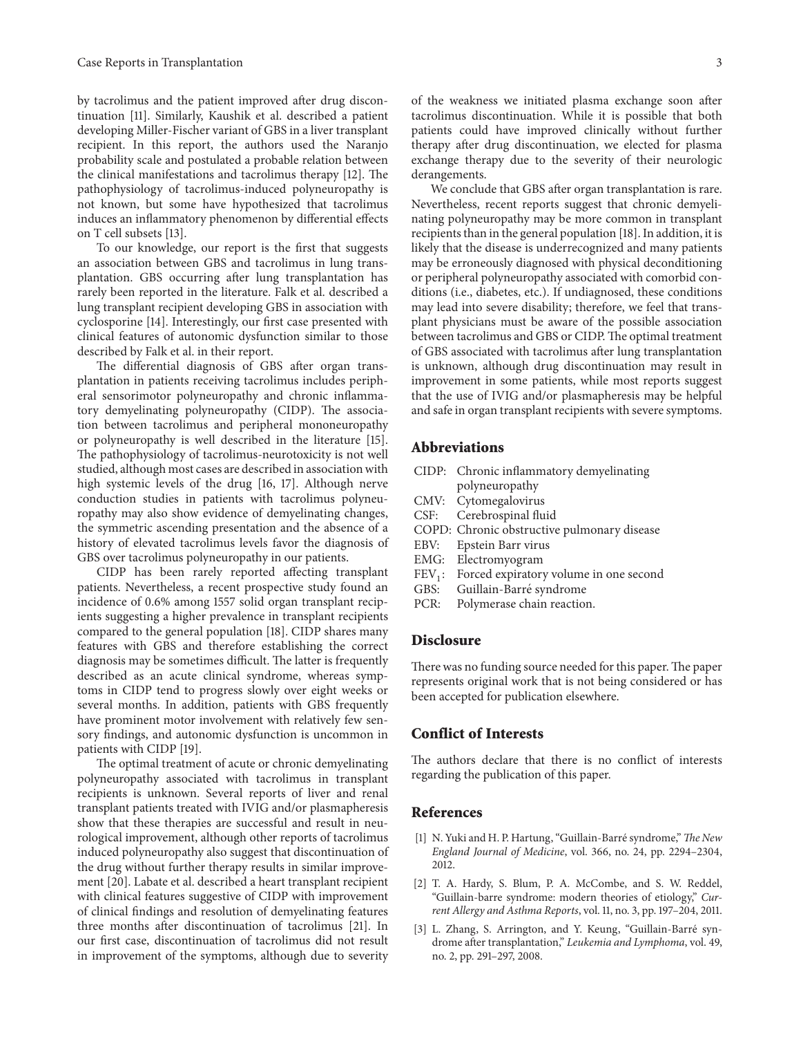by tacrolimus and the patient improved after drug discontinuation [11]. Similarly, Kaushik et al. described a patient developing Miller-Fischer variant of GBS in a liver transplant recipient. In this report, the authors used the Naranjo probability scale and postulated a probable relation between the clinical manifestations and tacrolimus therapy [12]. The pathophysiology of tacrolimus-induced polyneuropathy is not known, but some have hypothesized that tacrolimus induces an inflammatory phenomenon by differential effects on T cell subsets [13].

To our knowledge, our report is the first that suggests an association between GBS and tacrolimus in lung transplantation. GBS occurring after lung transplantation has rarely been reported in the literature. Falk et al. described a lung transplant recipient developing GBS in association with cyclosporine [14]. Interestingly, our first case presented with clinical features of autonomic dysfunction similar to those described by Falk et al. in their report.

The differential diagnosis of GBS after organ transplantation in patients receiving tacrolimus includes peripheral sensorimotor polyneuropathy and chronic inflammatory demyelinating polyneuropathy (CIDP). The association between tacrolimus and peripheral mononeuropathy or polyneuropathy is well described in the literature [15]. The pathophysiology of tacrolimus-neurotoxicity is not well studied, although most cases are described in association with high systemic levels of the drug [16, 17]. Although nerve conduction studies in patients with tacrolimus polyneuropathy may also show evidence of demyelinating changes, the symmetric ascending presentation and the absence of a history of elevated tacrolimus levels favor the diagnosis of GBS over tacrolimus polyneuropathy in our patients.

CIDP has been rarely reported affecting transplant patients. Nevertheless, a recent prospective study found an incidence of 0.6% among 1557 solid organ transplant recipients suggesting a higher prevalence in transplant recipients compared to the general population [18]. CIDP shares many features with GBS and therefore establishing the correct diagnosis may be sometimes difficult. The latter is frequently described as an acute clinical syndrome, whereas symptoms in CIDP tend to progress slowly over eight weeks or several months. In addition, patients with GBS frequently have prominent motor involvement with relatively few sensory findings, and autonomic dysfunction is uncommon in patients with CIDP [19].

The optimal treatment of acute or chronic demyelinating polyneuropathy associated with tacrolimus in transplant recipients is unknown. Several reports of liver and renal transplant patients treated with IVIG and/or plasmapheresis show that these therapies are successful and result in neurological improvement, although other reports of tacrolimus induced polyneuropathy also suggest that discontinuation of the drug without further therapy results in similar improvement [20]. Labate et al. described a heart transplant recipient with clinical features suggestive of CIDP with improvement of clinical findings and resolution of demyelinating features three months after discontinuation of tacrolimus [21]. In our first case, discontinuation of tacrolimus did not result in improvement of the symptoms, although due to severity of the weakness we initiated plasma exchange soon after tacrolimus discontinuation. While it is possible that both patients could have improved clinically without further therapy after drug discontinuation, we elected for plasma exchange therapy due to the severity of their neurologic derangements.

We conclude that GBS after organ transplantation is rare. Nevertheless, recent reports suggest that chronic demyelinating polyneuropathy may be more common in transplant recipients than in the general population [18]. In addition, it is likely that the disease is underrecognized and many patients may be erroneously diagnosed with physical deconditioning or peripheral polyneuropathy associated with comorbid conditions (i.e., diabetes, etc.). If undiagnosed, these conditions may lead into severe disability; therefore, we feel that transplant physicians must be aware of the possible association between tacrolimus and GBS or CIDP. The optimal treatment of GBS associated with tacrolimus after lung transplantation is unknown, although drug discontinuation may result in improvement in some patients, while most reports suggest that the use of IVIG and/or plasmapheresis may be helpful and safe in organ transplant recipients with severe symptoms.

## Abbreviations

- CIDP: Chronic inflammatory demyelinating polyneuropathy
- CMV: Cytomegalovirus
- CSF: Cerebrospinal fluid
- COPD: Chronic obstructive pulmonary disease
- EBV: Epstein Barr virus
- EMG: Electromyogram
- $FEV_1$: Forced expiratory volume in one second
- GBS: Guillain-Barré syndrome
- PCR: Polymerase chain reaction.

## Disclosure

There was no funding source needed for this paper. The paper represents original work that is not being considered or has been accepted for publication elsewhere.

## Conflict of Interests

The authors declare that there is no conflict of interests regarding the publication of this paper.

## References

[1] N. Yuki and H. P. Hartung, "Guillain-Barré syndrome," *The New England Journal of Medicine*, vol. 366, no. 24, pp. 2294–2304, 2012.

[2] T. A. Hardy, S. Blum, P. A. McCombe, and S. W. Reddel, "Guillain-barre syndrome: modern theories of etiology," *Current Allergy and Asthma Reports*, vol. 11, no. 3, pp. 197–204, 2011.

[3] L. Zhang, S. Arrington, and Y. Keung, "Guillain-Barré syndrome after transplantation," *Leukemia and Lymphoma*, vol. 49, no. 2, pp. 291–297, 2008.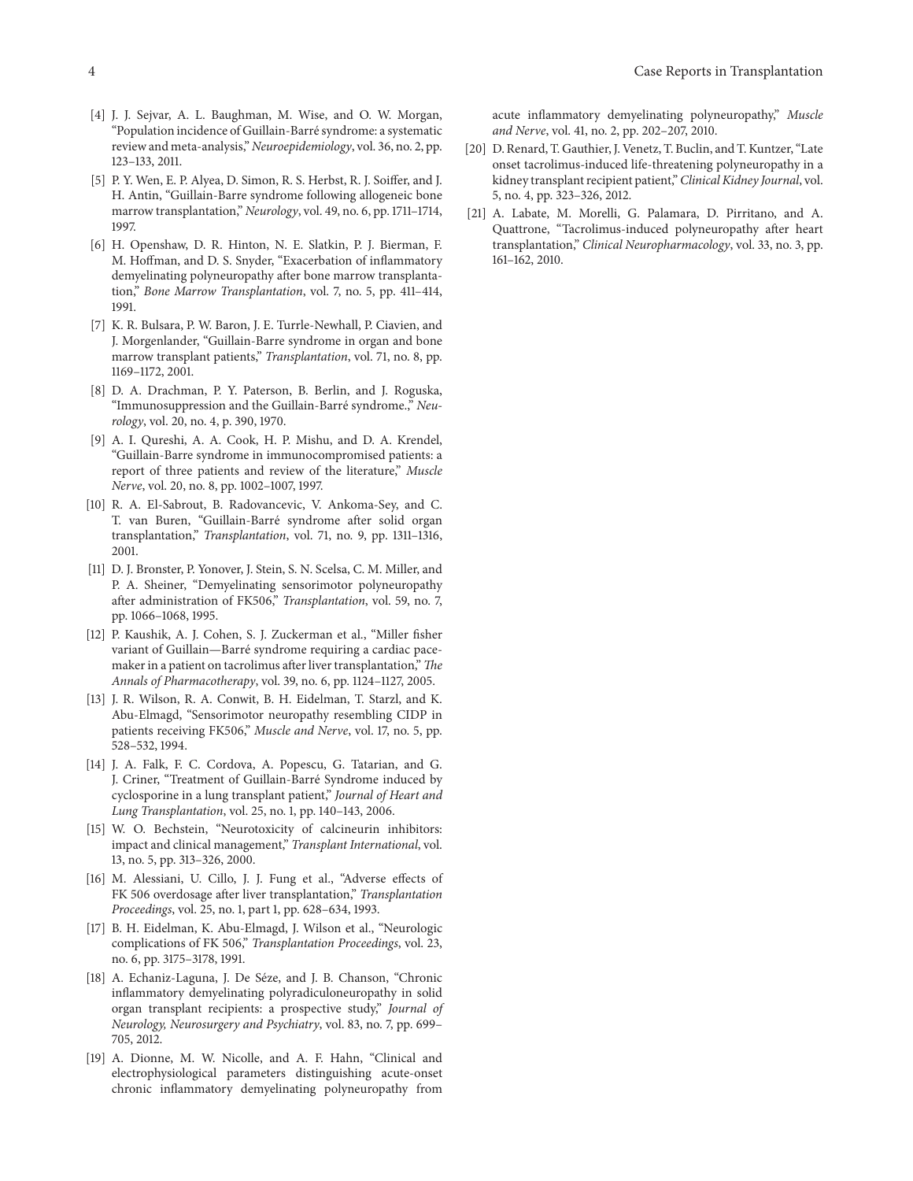[4] J. J. Sejvar, A. L. Baughman, M. Wise, and O. W. Morgan, "Population incidence of Guillain-Barré syndrome: a systematic review and meta-analysis," *Neuroepidemiology*, vol. 36, no. 2, pp. 123–133, 2011.

[5] P. Y. Wen, E. P. Alyea, D. Simon, R. S. Herbst, R. J. Soiffer, and J. H. Antin, "Guillain-Barre syndrome following allogeneic bone marrow transplantation," *Neurology*, vol. 49, no. 6, pp. 1711–1714, 1997.

[6] H. Openshaw, D. R. Hinton, N. E. Slatkin, P. J. Bierman, F. M. Hoffman, and D. S. Snyder, "Exacerbation of inflammatory demyelinating polyneuropathy after bone marrow transplantation," *Bone Marrow Transplantation*, vol. 7, no. 5, pp. 411–414, 1991.

[7] K. R. Bulsara, P. W. Baron, J. E. Turrle-Newhall, P. Ciavien, and J. Morgenlander, "Guillain-Barre syndrome in organ and bone marrow transplant patients," *Transplantation*, vol. 71, no. 8, pp. 1169–1172, 2001.

[8] D. A. Drachman, P. Y. Paterson, B. Berlin, and J. Roguska, "Immunosuppression and the Guillain-Barré syndrome.," *Neurology*, vol. 20, no. 4, p. 390, 1970.

[9] A. I. Qureshi, A. A. Cook, H. P. Mishu, and D. A. Krendel, "Guillain-Barre syndrome in immunocompromised patients: a report of three patients and review of the literature," *Muscle Nerve*, vol. 20, no. 8, pp. 1002–1007, 1997.

[10] R. A. El-Sabrout, B. Radovancevic, V. Ankoma-Sey, and C. T. van Buren, "Guillain-Barré syndrome after solid organ transplantation," *Transplantation*, vol. 71, no. 9, pp. 1311–1316, 2001.

[11] D. J. Bronster, P. Yonover, J. Stein, S. N. Scelsa, C. M. Miller, and P. A. Sheiner, "Demyelinating sensorimotor polyneuropathy after administration of FK506," *Transplantation*, vol. 59, no. 7, pp. 1066–1068, 1995.

[12] P. Kaushik, A. J. Cohen, S. J. Zuckerman et al., "Miller fisher variant of Guillain—Barré syndrome requiring a cardiac pacemaker in a patient on tacrolimus after liver transplantation," *The Annals of Pharmacotherapy*, vol. 39, no. 6, pp. 1124–1127, 2005.

[13] J. R. Wilson, R. A. Conwit, B. H. Eidelman, T. Starzl, and K. Abu-Elmagd, "Sensorimotor neuropathy resembling CIDP in patients receiving FK506," *Muscle and Nerve*, vol. 17, no. 5, pp. 528–532, 1994.

[14] J. A. Falk, F. C. Cordova, A. Popescu, G. Tatarian, and G. J. Criner, "Treatment of Guillain-Barré Syndrome induced by cyclosporine in a lung transplant patient," *Journal of Heart and Lung Transplantation*, vol. 25, no. 1, pp. 140–143, 2006.

[15] W. O. Bechstein, "Neurotoxicity of calcineurin inhibitors: impact and clinical management," *Transplant International*, vol. 13, no. 5, pp. 313–326, 2000.

[16] M. Alessiani, U. Cillo, J. J. Fung et al., "Adverse effects of FK 506 overdosage after liver transplantation," *Transplantation Proceedings*, vol. 25, no. 1, part 1, pp. 628–634, 1993.

[17] B. H. Eidelman, K. Abu-Elmagd, J. Wilson et al., "Neurologic complications of FK 506," *Transplantation Proceedings*, vol. 23, no. 6, pp. 3175–3178, 1991.

[18] A. Echaniz-Laguna, J. De Séze, and J. B. Chanson, "Chronic inflammatory demyelinating polyradiculoneuropathy in solid organ transplant recipients: a prospective study," *Journal of Neurology, Neurosurgery and Psychiatry*, vol. 83, no. 7, pp. 699–705, 2012.

[19] A. Dionne, M. W. Nicolle, and A. F. Hahn, "Clinical and electrophysiological parameters distinguishing acute-onset chronic inflammatory demyelinating polyneuropathy from acute inflammatory demyelinating polyneuropathy," *Muscle and Nerve*, vol. 41, no. 2, pp. 202–207, 2010.

[20] D. Renard, T. Gauthier, J. Venetz, T. Buclin, and T. Kuntzer, "Late onset tacrolimus-induced life-threatening polyneuropathy in a kidney transplant recipient patient," *Clinical Kidney Journal*, vol. 5, no. 4, pp. 323–326, 2012.

[21] A. Labate, M. Morelli, G. Palamara, D. Pirritano, and A. Quattrone, "Tacrolimus-induced polyneuropathy after heart transplantation," *Clinical Neuropharmacology*, vol. 33, no. 3, pp. 161–162, 2010.